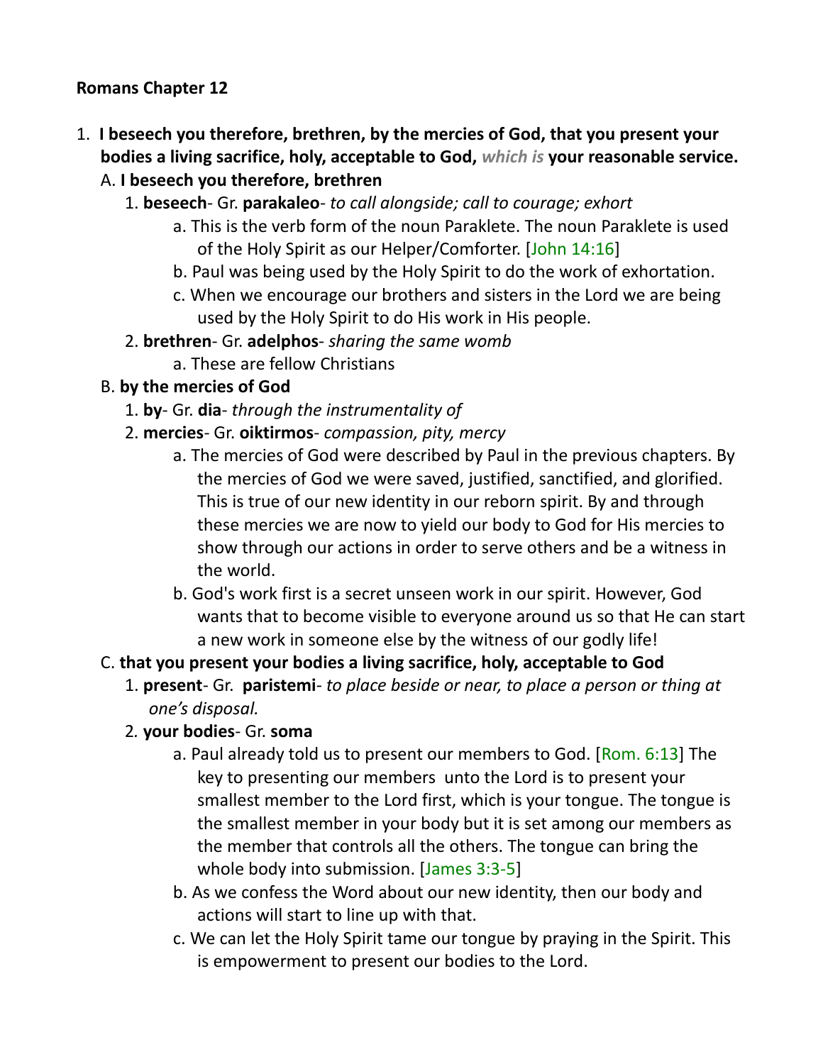**Romans Chapter 12**

1. **I beseech you therefore, brethren, by the mercies of God, that you present your bodies a living sacrifice, holy, acceptable to God, *which is* your reasonable service.**
   - A. **I beseech you therefore, brethren**
     - 1. **beseech**- Gr. **parakaleo**- *to call alongside; call to courage; exhort*
       - a. This is the verb form of the noun Paraklete. The noun Paraklete is used of the Holy Spirit as our Helper/Comforter. [John 14:16]
       - b. Paul was being used by the Holy Spirit to do the work of exhortation.
       - c. When we encourage our brothers and sisters in the Lord we are being used by the Holy Spirit to do His work in His people.
     - 2. **brethren**- Gr. **adelphos**- *sharing the same womb*
       - a. These are fellow Christians
   - B. **by the mercies of God**
     - 1. **by**- Gr. **dia**- *through the instrumentality of*
     - 2. **mercies**- Gr. **oiktirmos**- *compassion, pity, mercy*
       - a. The mercies of God were described by Paul in the previous chapters. By the mercies of God we were saved, justified, sanctified, and glorified. This is true of our new identity in our reborn spirit. By and through these mercies we are now to yield our body to God for His mercies to show through our actions in order to serve others and be a witness in the world.
       - b. God's work first is a secret unseen work in our spirit. However, God wants that to become visible to everyone around us so that He can start a new work in someone else by the witness of our godly life!
   - C. **that you present your bodies a living sacrifice, holy, acceptable to God**
     - 1. **present**- Gr. **paristemi**- *to place beside or near, to place a person or thing at one's disposal.*
     - 2. **your bodies**- Gr. **soma**
       - a. Paul already told us to present our members to God. [Rom. 6:13] The key to presenting our members unto the Lord is to present your smallest member to the Lord first, which is your tongue. The tongue is the smallest member in your body but it is set among our members as the member that controls all the others. The tongue can bring the whole body into submission. [James 3:3-5]
       - b. As we confess the Word about our new identity, then our body and actions will start to line up with that.
       - c. We can let the Holy Spirit tame our tongue by praying in the Spirit. This is empowerment to present our bodies to the Lord.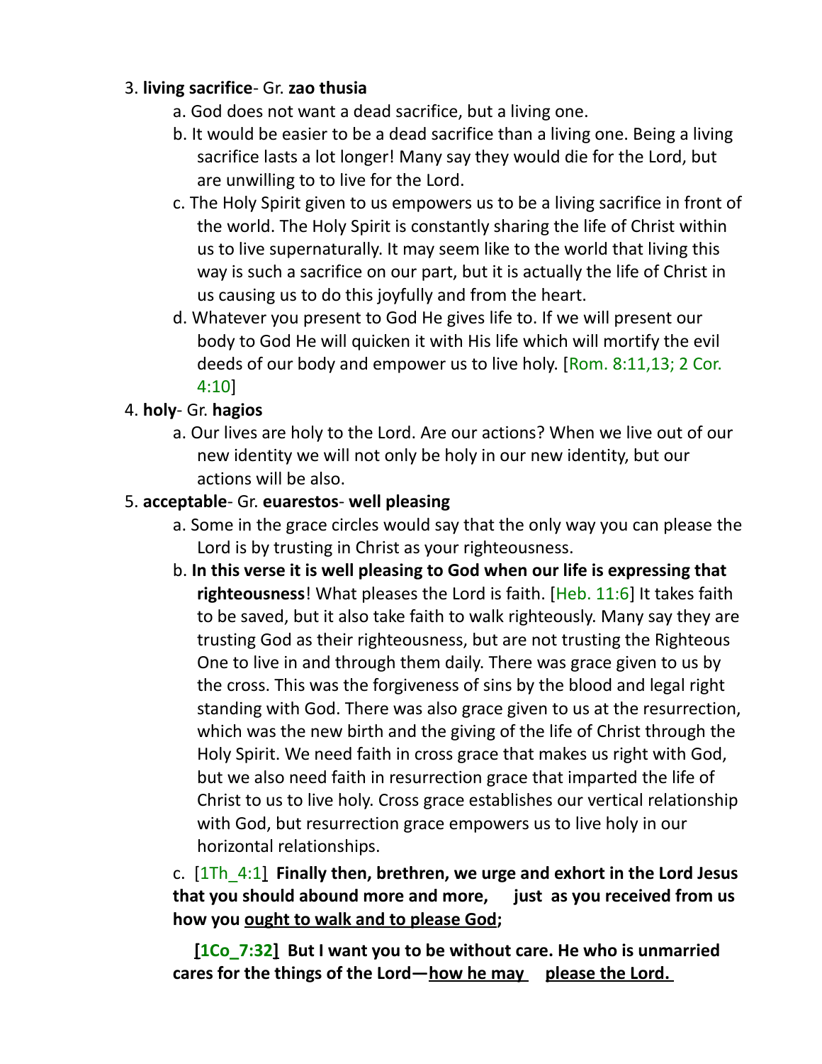3. **living sacrifice**- Gr. **zao thusia**
   a. God does not want a dead sacrifice, but a living one.
   b. It would be easier to be a dead sacrifice than a living one. Being a living sacrifice lasts a lot longer! Many say they would die for the Lord, but are unwilling to to live for the Lord.
   c. The Holy Spirit given to us empowers us to be a living sacrifice in front of the world. The Holy Spirit is constantly sharing the life of Christ within us to live supernaturally. It may seem like to the world that living this way is such a sacrifice on our part, but it is actually the life of Christ in us causing us to do this joyfully and from the heart.
   d. Whatever you present to God He gives life to. If we will present our body to God He will quicken it with His life which will mortify the evil deeds of our body and empower us to live holy. [Rom. 8:11,13; 2 Cor. 4:10]

4. **holy**- Gr. **hagios**
   a. Our lives are holy to the Lord. Are our actions? When we live out of our new identity we will not only be holy in our new identity, but our actions will be also.

5. **acceptable**- Gr. **euarestos**- **well pleasing**
   a. Some in the grace circles would say that the only way you can please the Lord is by trusting in Christ as your righteousness.
   b. **In this verse it is well pleasing to God when our life is expressing that righteousness**! What pleases the Lord is faith. [Heb. 11:6] It takes faith to be saved, but it also take faith to walk righteously. Many say they are trusting God as their righteousness, but are not trusting the Righteous One to live in and through them daily. There was grace given to us by the cross. This was the forgiveness of sins by the blood and legal right standing with God. There was also grace given to us at the resurrection, which was the new birth and the giving of the life of Christ through the Holy Spirit. We need faith in cross grace that makes us right with God, but we also need faith in resurrection grace that imparted the life of Christ to us to live holy. Cross grace establishes our vertical relationship with God, but resurrection grace empowers us to live holy in our horizontal relationships.

   c. [1Th_4:1] **Finally then, brethren, we urge and exhort in the Lord Jesus that you should abound more and more, just as you received from us how you <u>ought to walk and to please God</u>;**

   **[1Co_7:32] But I want you to be without care. He who is unmarried cares for the things of the Lord—<u>how he may please the Lord.</u>**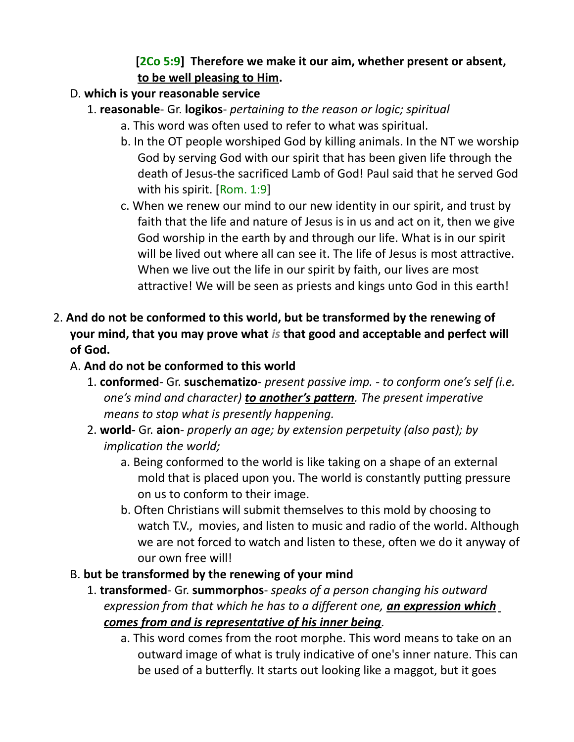**[2Co 5:9] Therefore we make it our aim, whether present or absent, <u>to be well pleasing to Him</u>.**

D. **which is your reasonable service**

1. **reasonable**- Gr. **logikos**- *pertaining to the reason or logic; spiritual*
    a. This word was often used to refer to what was spiritual.
    b. In the OT people worshiped God by killing animals. In the NT we worship God by serving God with our spirit that has been given life through the death of Jesus-the sacrificed Lamb of God! Paul said that he served God with his spirit. [Rom. 1:9]
    c. When we renew our mind to our new identity in our spirit, and trust by faith that the life and nature of Jesus is in us and act on it, then we give God worship in the earth by and through our life. What is in our spirit will be lived out where all can see it. The life of Jesus is most attractive. When we live out the life in our spirit by faith, our lives are most attractive! We will be seen as priests and kings unto God in this earth!

2. **And do not be conformed to this world, but be transformed by the renewing of your mind, that you may prove what *is* that good and acceptable and perfect will of God.**

A. **And do not be conformed to this world**

1. **conformed**- Gr. **suschematizo**- *present passive imp. - to conform one's self (i.e. one's mind and character) **<u>to another's pattern</u>**. The present imperative means to stop what is presently happening.*
2. **world-** Gr. **aion**- *properly an age; by extension perpetuity (also past); by implication the world;*
    a. Being conformed to the world is like taking on a shape of an external mold that is placed upon you. The world is constantly putting pressure on us to conform to their image.
    b. Often Christians will submit themselves to this mold by choosing to watch T.V., movies, and listen to music and radio of the world. Although we are not forced to watch and listen to these, often we do it anyway of our own free will!

B. **but be transformed by the renewing of your mind**

1. **transformed**- Gr. **summorphos**- *speaks of a person changing his outward expression from that which he has to a different one, **<u>an expression which comes from and is representative of his inner being</u>**.*
    a. This word comes from the root morphe. This word means to take on an outward image of what is truly indicative of one's inner nature. This can be used of a butterfly. It starts out looking like a maggot, but it goes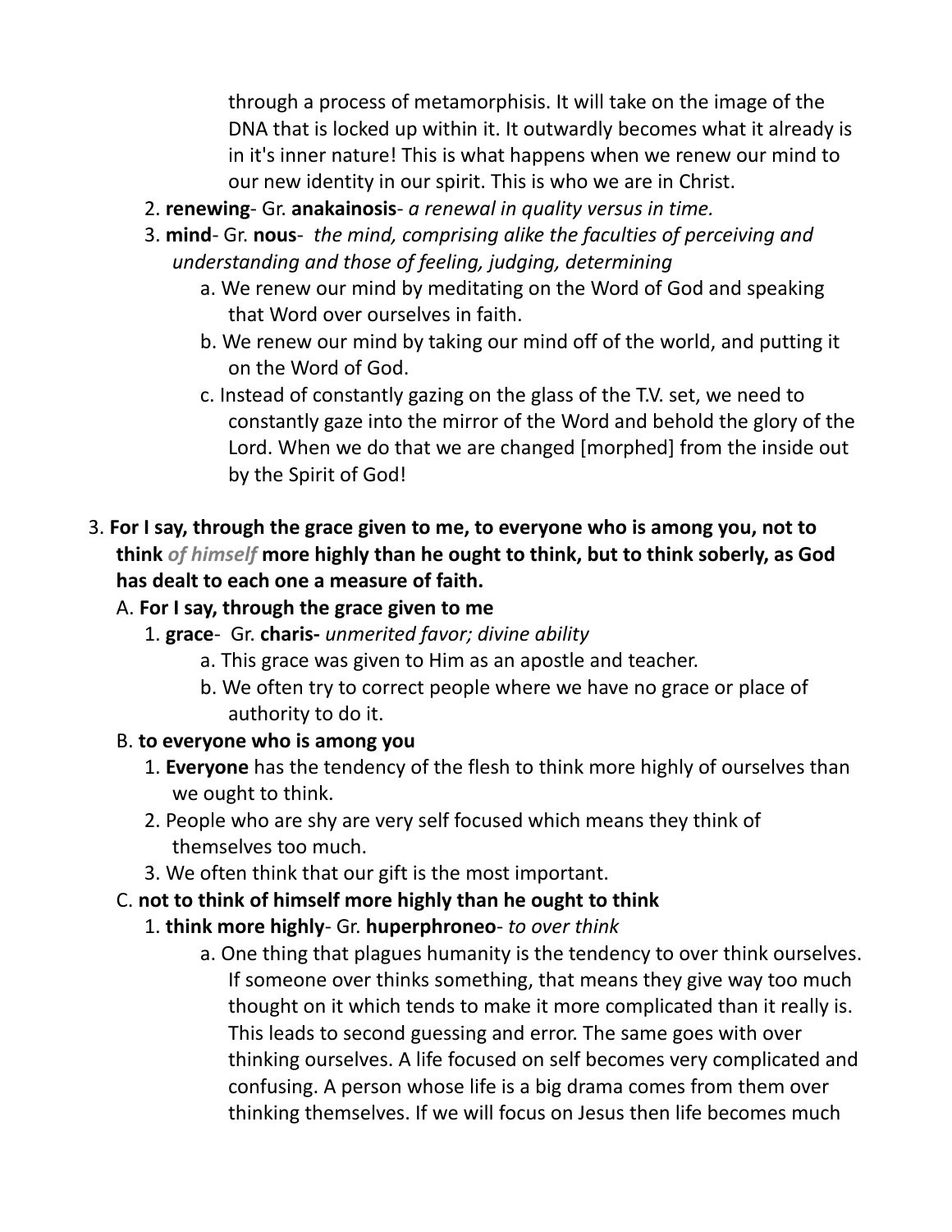through a process of metamorphisis. It will take on the image of the DNA that is locked up within it. It outwardly becomes what it already is in it's inner nature! This is what happens when we renew our mind to our new identity in our spirit. This is who we are in Christ.

2. **renewing**- Gr. **anakainosis**- *a renewal in quality versus in time.*
3. **mind**- Gr. **nous**- *the mind, comprising alike the faculties of perceiving and understanding and those of feeling, judging, determining*
   a. We renew our mind by meditating on the Word of God and speaking that Word over ourselves in faith.
   b. We renew our mind by taking our mind off of the world, and putting it on the Word of God.
   c. Instead of constantly gazing on the glass of the T.V. set, we need to constantly gaze into the mirror of the Word and behold the glory of the Lord. When we do that we are changed [morphed] from the inside out by the Spirit of God!

3. **For I say, through the grace given to me, to everyone who is among you, not to think** *of himself* **more highly than he ought to think, but to think soberly, as God has dealt to each one a measure of faith.**

A. **For I say, through the grace given to me**

1. **grace**- Gr. **charis-** *unmerited favor; divine ability*
   a. This grace was given to Him as an apostle and teacher.
   b. We often try to correct people where we have no grace or place of authority to do it.

B. **to everyone who is among you**

1. **Everyone** has the tendency of the flesh to think more highly of ourselves than we ought to think.
2. People who are shy are very self focused which means they think of themselves too much.
3. We often think that our gift is the most important.

C. **not to think of himself more highly than he ought to think**

1. **think more highly**- Gr. **huperphroneo**- *to over think*
   a. One thing that plagues humanity is the tendency to over think ourselves. If someone over thinks something, that means they give way too much thought on it which tends to make it more complicated than it really is. This leads to second guessing and error. The same goes with over thinking ourselves. A life focused on self becomes very complicated and confusing. A person whose life is a big drama comes from them over thinking themselves. If we will focus on Jesus then life becomes much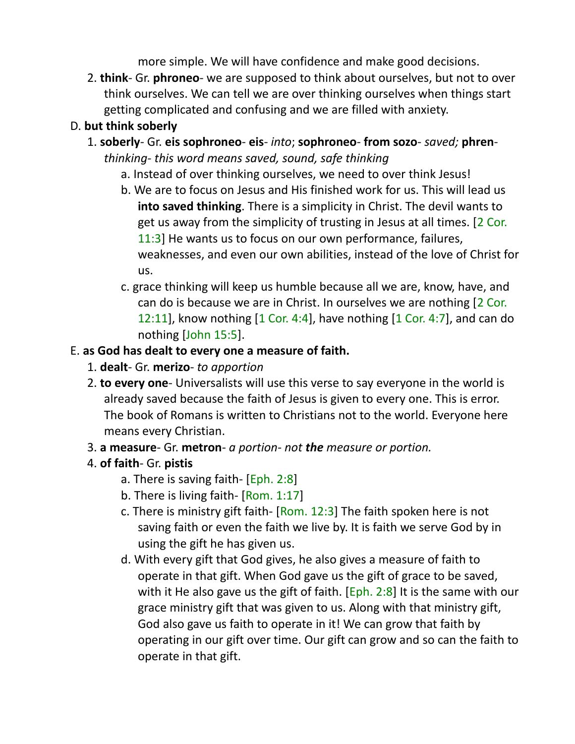more simple. We will have confidence and make good decisions.

2. **think**- Gr. **phroneo**- we are supposed to think about ourselves, but not to over think ourselves. We can tell we are over thinking ourselves when things start getting complicated and confusing and we are filled with anxiety.

D. **but think soberly**

1. **soberly**- Gr. **eis sophroneo**- **eis**- *into*; **sophroneo**- **from sozo**- *saved;* **phren**- *thinking- this word means saved, sound, safe thinking*
   a. Instead of over thinking ourselves, we need to over think Jesus!
   b. We are to focus on Jesus and His finished work for us. This will lead us **into saved thinking**. There is a simplicity in Christ. The devil wants to get us away from the simplicity of trusting in Jesus at all times. [2 Cor. 11:3] He wants us to focus on our own performance, failures, weaknesses, and even our own abilities, instead of the love of Christ for us.
   c. grace thinking will keep us humble because all we are, know, have, and can do is because we are in Christ. In ourselves we are nothing [2 Cor. 12:11], know nothing [1 Cor. 4:4], have nothing [1 Cor. 4:7], and can do nothing [John 15:5].

E. **as God has dealt to every one a measure of faith.**

1. **dealt**- Gr. **merizo**- *to apportion*
2. **to every one**- Universalists will use this verse to say everyone in the world is already saved because the faith of Jesus is given to every one. This is error. The book of Romans is written to Christians not to the world. Everyone here means every Christian.
3. **a measure**- Gr. **metron**- *a portion- not **the** measure or portion.*
4. **of faith**- Gr. **pistis**
   a. There is saving faith- [Eph. 2:8]
   b. There is living faith- [Rom. 1:17]
   c. There is ministry gift faith- [Rom. 12:3] The faith spoken here is not saving faith or even the faith we live by. It is faith we serve God by in using the gift he has given us.
   d. With every gift that God gives, he also gives a measure of faith to operate in that gift. When God gave us the gift of grace to be saved, with it He also gave us the gift of faith. [Eph. 2:8] It is the same with our grace ministry gift that was given to us. Along with that ministry gift, God also gave us faith to operate in it! We can grow that faith by operating in our gift over time. Our gift can grow and so can the faith to operate in that gift.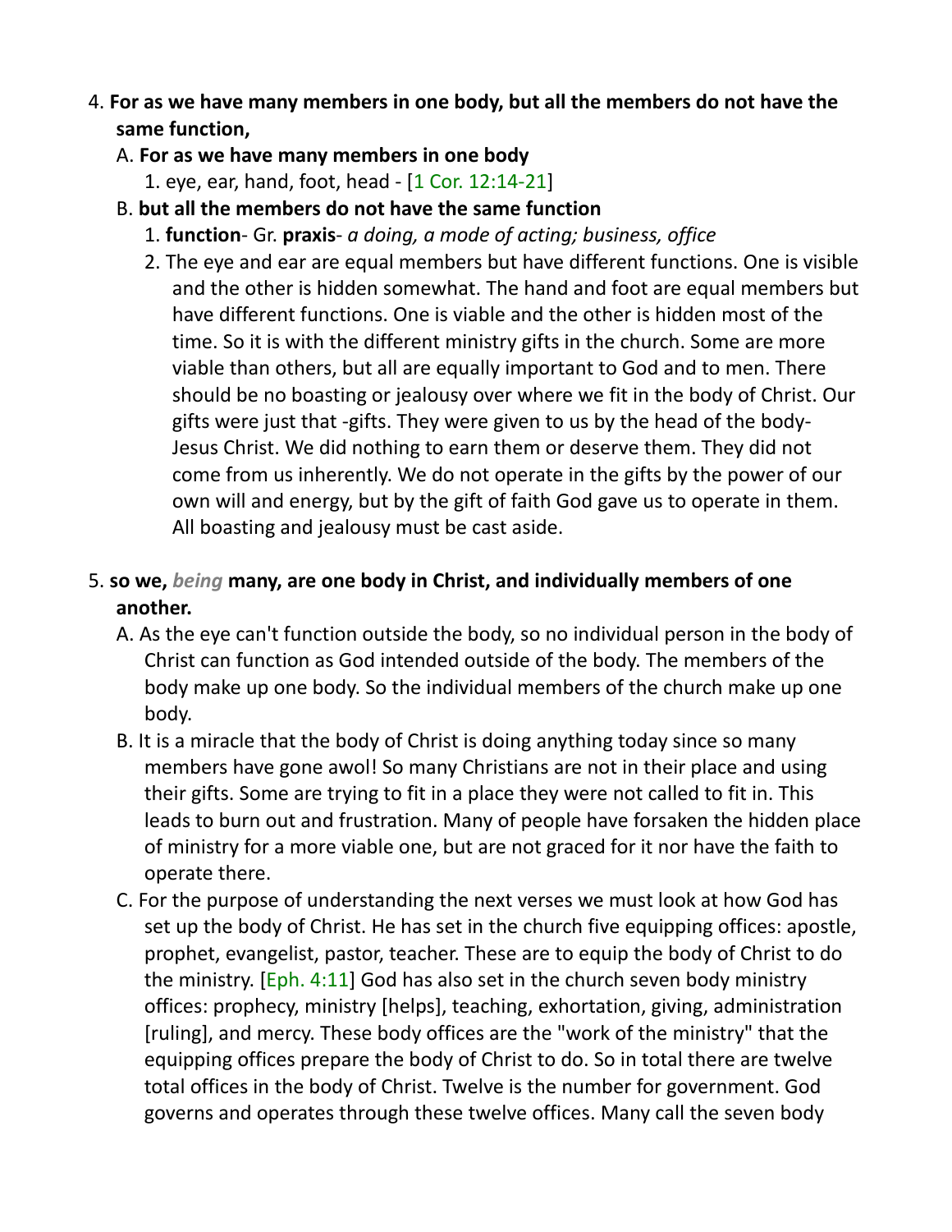4. **For as we have many members in one body, but all the members do not have the same function,**
   A. **For as we have many members in one body**
      1. eye, ear, hand, foot, head - [1 Cor. 12:14-21]
   B. **but all the members do not have the same function**
      1. **function**- Gr. **praxis**- *a doing, a mode of acting; business, office*
      2. The eye and ear are equal members but have different functions. One is visible and the other is hidden somewhat. The hand and foot are equal members but have different functions. One is viable and the other is hidden most of the time. So it is with the different ministry gifts in the church. Some are more viable than others, but all are equally important to God and to men. There should be no boasting or jealousy over where we fit in the body of Christ. Our gifts were just that -gifts. They were given to us by the head of the body- Jesus Christ. We did nothing to earn them or deserve them. They did not come from us inherently. We do not operate in the gifts by the power of our own will and energy, but by the gift of faith God gave us to operate in them. All boasting and jealousy must be cast aside.

5. **so we, *being* many, are one body in Christ, and individually members of one another.**
   A. As the eye can't function outside the body, so no individual person in the body of Christ can function as God intended outside of the body. The members of the body make up one body. So the individual members of the church make up one body.
   B. It is a miracle that the body of Christ is doing anything today since so many members have gone awol! So many Christians are not in their place and using their gifts. Some are trying to fit in a place they were not called to fit in. This leads to burn out and frustration. Many of people have forsaken the hidden place of ministry for a more viable one, but are not graced for it nor have the faith to operate there.
   C. For the purpose of understanding the next verses we must look at how God has set up the body of Christ. He has set in the church five equipping offices: apostle, prophet, evangelist, pastor, teacher. These are to equip the body of Christ to do the ministry. [Eph. 4:11] God has also set in the church seven body ministry offices: prophecy, ministry [helps], teaching, exhortation, giving, administration [ruling], and mercy. These body offices are the "work of the ministry" that the equipping offices prepare the body of Christ to do. So in total there are twelve total offices in the body of Christ. Twelve is the number for government. God governs and operates through these twelve offices. Many call the seven body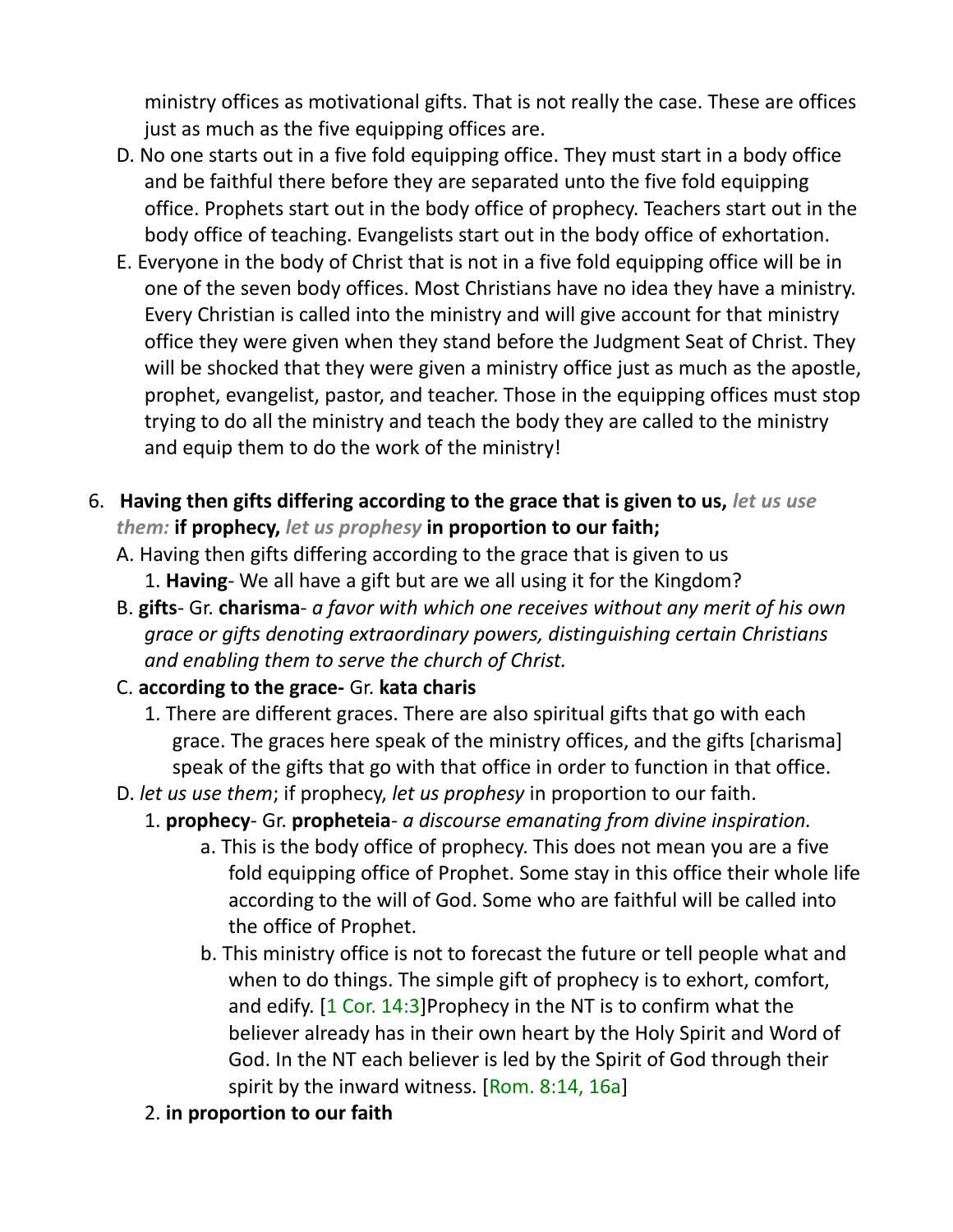ministry offices as motivational gifts. That is not really the case. These are offices just as much as the five equipping offices are.

D. No one starts out in a five fold equipping office. They must start in a body office and be faithful there before they are separated unto the five fold equipping office. Prophets start out in the body office of prophecy. Teachers start out in the body office of teaching. Evangelists start out in the body office of exhortation.

E. Everyone in the body of Christ that is not in a five fold equipping office will be in one of the seven body offices. Most Christians have no idea they have a ministry. Every Christian is called into the ministry and will give account for that ministry office they were given when they stand before the Judgment Seat of Christ. They will be shocked that they were given a ministry office just as much as the apostle, prophet, evangelist, pastor, and teacher. Those in the equipping offices must stop trying to do all the ministry and teach the body they are called to the ministry and equip them to do the work of the ministry!

6. **Having then gifts differing according to the grace that is given to us,** ***let us use them:*** **if prophecy,** ***let us prophesy*** **in proportion to our faith;**

   A. Having then gifts differing according to the grace that is given to us

      1. **Having**- We all have a gift but are we all using it for the Kingdom?

   B. **gifts**- Gr. **charisma**- *a favor with which one receives without any merit of his own grace or gifts denoting extraordinary powers, distinguishing certain Christians and enabling them to serve the church of Christ.*

   C. **according to the grace-** Gr. **kata charis**

      1. There are different graces. There are also spiritual gifts that go with each grace. The graces here speak of the ministry offices, and the gifts [charisma] speak of the gifts that go with that office in order to function in that office.

   D. *let us use them*; if prophecy, *let us prophesy* in proportion to our faith.

      1. **prophecy**- Gr. **propheteia**- *a discourse emanating from divine inspiration.*

         a. This is the body office of prophecy. This does not mean you are a five fold equipping office of Prophet. Some stay in this office their whole life according to the will of God. Some who are faithful will be called into the office of Prophet.

         b. This ministry office is not to forecast the future or tell people what and when to do things. The simple gift of prophecy is to exhort, comfort, and edify. [1 Cor. 14:3]Prophecy in the NT is to confirm what the believer already has in their own heart by the Holy Spirit and Word of God. In the NT each believer is led by the Spirit of God through their spirit by the inward witness. [Rom. 8:14, 16a]

      2. **in proportion to our faith**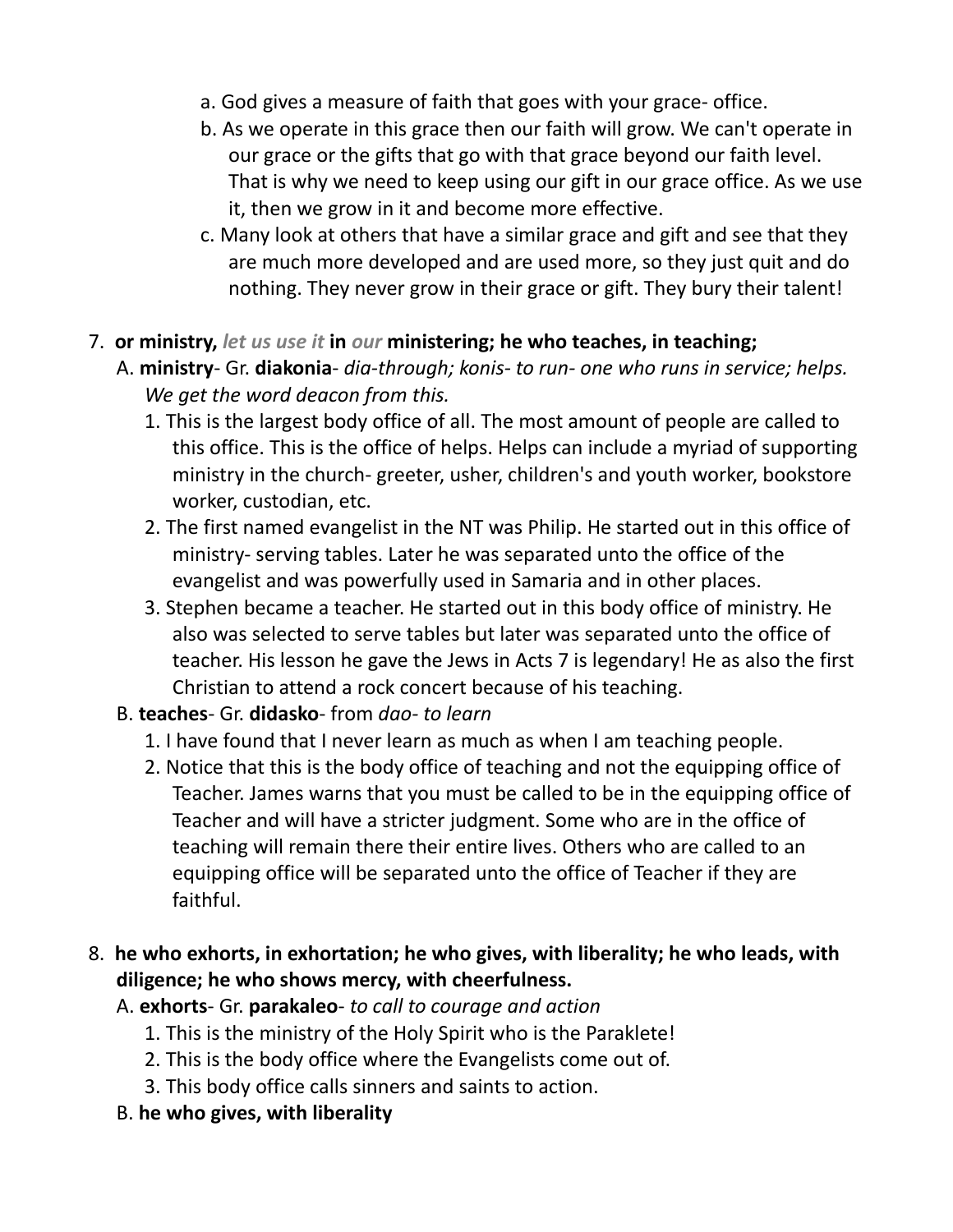a. God gives a measure of faith that goes with your grace- office.

b. As we operate in this grace then our faith will grow. We can't operate in our grace or the gifts that go with that grace beyond our faith level. That is why we need to keep using our gift in our grace office. As we use it, then we grow in it and become more effective.

c. Many look at others that have a similar grace and gift and see that they are much more developed and are used more, so they just quit and do nothing. They never grow in their grace or gift. They bury their talent!

7. **or ministry,** *let us use it* **in** *our* **ministering; he who teaches, in teaching;**

   A. **ministry**- Gr. **diakonia**- *dia-through; konis- to run- one who runs in service; helps. We get the word deacon from this.*

      1. This is the largest body office of all. The most amount of people are called to this office. This is the office of helps. Helps can include a myriad of supporting ministry in the church- greeter, usher, children's and youth worker, bookstore worker, custodian, etc.

      2. The first named evangelist in the NT was Philip. He started out in this office of ministry- serving tables. Later he was separated unto the office of the evangelist and was powerfully used in Samaria and in other places.

      3. Stephen became a teacher. He started out in this body office of ministry. He also was selected to serve tables but later was separated unto the office of teacher. His lesson he gave the Jews in Acts 7 is legendary! He as also the first Christian to attend a rock concert because of his teaching.

   B. **teaches**- Gr. **didasko**- from *dao- to learn*

      1. I have found that I never learn as much as when I am teaching people.

      2. Notice that this is the body office of teaching and not the equipping office of Teacher. James warns that you must be called to be in the equipping office of Teacher and will have a stricter judgment. Some who are in the office of teaching will remain there their entire lives. Others who are called to an equipping office will be separated unto the office of Teacher if they are faithful.

8. **he who exhorts, in exhortation; he who gives, with liberality; he who leads, with diligence; he who shows mercy, with cheerfulness.**

   A. **exhorts**- Gr. **parakaleo**- *to call to courage and action*

      1. This is the ministry of the Holy Spirit who is the Paraklete!

      2. This is the body office where the Evangelists come out of.

      3. This body office calls sinners and saints to action.

   B. **he who gives, with liberality**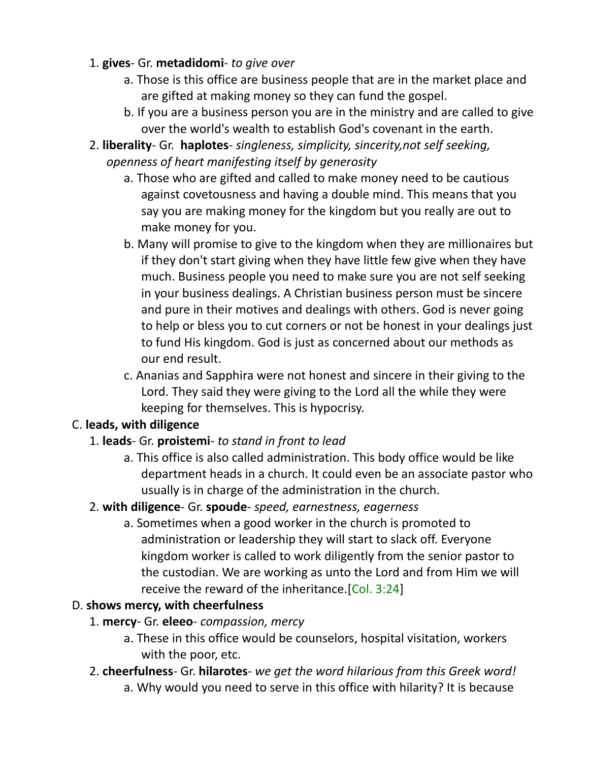1. **gives**- Gr. **metadidomi**- *to give over*
    a. Those is this office are business people that are in the market place and are gifted at making money so they can fund the gospel.
    b. If you are a business person you are in the ministry and are called to give over the world's wealth to establish God's covenant in the earth.
2. **liberality**- Gr. **haplotes**- *singleness, simplicity, sincerity,not self seeking, openness of heart manifesting itself by generosity*
    a. Those who are gifted and called to make money need to be cautious against covetousness and having a double mind. This means that you say you are making money for the kingdom but you really are out to make money for you.
    b. Many will promise to give to the kingdom when they are millionaires but if they don't start giving when they have little few give when they have much. Business people you need to make sure you are not self seeking in your business dealings. A Christian business person must be sincere and pure in their motives and dealings with others. God is never going to help or bless you to cut corners or not be honest in your dealings just to fund His kingdom. God is just as concerned about our methods as our end result.
    c. Ananias and Sapphira were not honest and sincere in their giving to the Lord. They said they were giving to the Lord all the while they were keeping for themselves. This is hypocrisy.

C. **leads, with diligence**
1. **leads**- Gr. **proistemi**- *to stand in front to lead*
    a. This office is also called administration. This body office would be like department heads in a church. It could even be an associate pastor who usually is in charge of the administration in the church.
2. **with diligence**- Gr. **spoude**- *speed, earnestness, eagerness*
    a. Sometimes when a good worker in the church is promoted to administration or leadership they will start to slack off. Everyone kingdom worker is called to work diligently from the senior pastor to the custodian. We are working as unto the Lord and from Him we will receive the reward of the inheritance.[Col. 3:24]

D. **shows mercy, with cheerfulness**
1. **mercy**- Gr. **eleeo**- *compassion, mercy*
    a. These in this office would be counselors, hospital visitation, workers with the poor, etc.
2. **cheerfulness**- Gr. **hilarotes**- *we get the word hilarious from this Greek word!*
    a. Why would you need to serve in this office with hilarity? It is because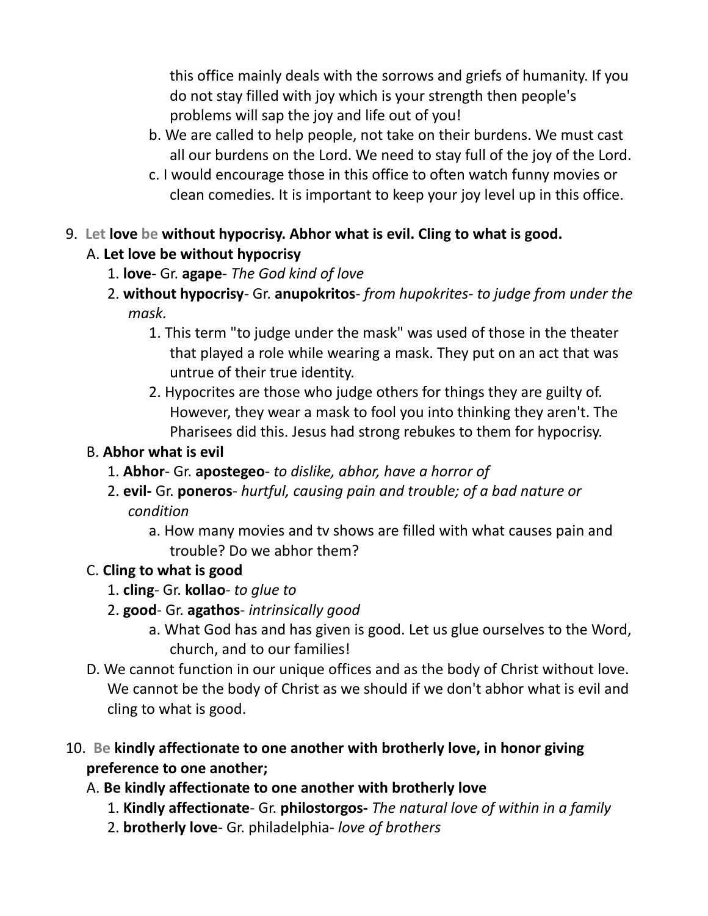this office mainly deals with the sorrows and griefs of humanity. If you do not stay filled with joy which is your strength then people's problems will sap the joy and life out of you!

b. We are called to help people, not take on their burdens. We must cast all our burdens on the Lord. We need to stay full of the joy of the Lord.

c. I would encourage those in this office to often watch funny movies or clean comedies. It is important to keep your joy level up in this office.

9. Let **love** be **without hypocrisy. Abhor what is evil. Cling to what is good.**

   A. **Let love be without hypocrisy**

      1. **love**- Gr. **agape**- *The God kind of love*

      2. **without hypocrisy**- Gr. **anupokritos**- *from hupokrites- to judge from under the mask.*

         1. This term "to judge under the mask" was used of those in the theater that played a role while wearing a mask. They put on an act that was untrue of their true identity.

         2. Hypocrites are those who judge others for things they are guilty of. However, they wear a mask to fool you into thinking they aren't. The Pharisees did this. Jesus had strong rebukes to them for hypocrisy.

   B. **Abhor what is evil**

      1. **Abhor**- Gr. **apostegeo**- *to dislike, abhor, have a horror of*

      2. **evil-** Gr. **poneros**- *hurtful, causing pain and trouble; of a bad nature or condition*

         a. How many movies and tv shows are filled with what causes pain and trouble? Do we abhor them?

   C. **Cling to what is good**

      1. **cling**- Gr. **kollao**- *to glue to*

      2. **good**- Gr. **agathos**- *intrinsically good*

         a. What God has and has given is good. Let us glue ourselves to the Word, church, and to our families!

   D. We cannot function in our unique offices and as the body of Christ without love. We cannot be the body of Christ as we should if we don't abhor what is evil and cling to what is good.

10. Be **kindly affectionate to one another with brotherly love, in honor giving preference to one another;**

   A. **Be kindly affectionate to one another with brotherly love**

      1. **Kindly affectionate**- Gr. **philostorgos-** *The natural love of within in a family*

      2. **brotherly love**- Gr. philadelphia- *love of brothers*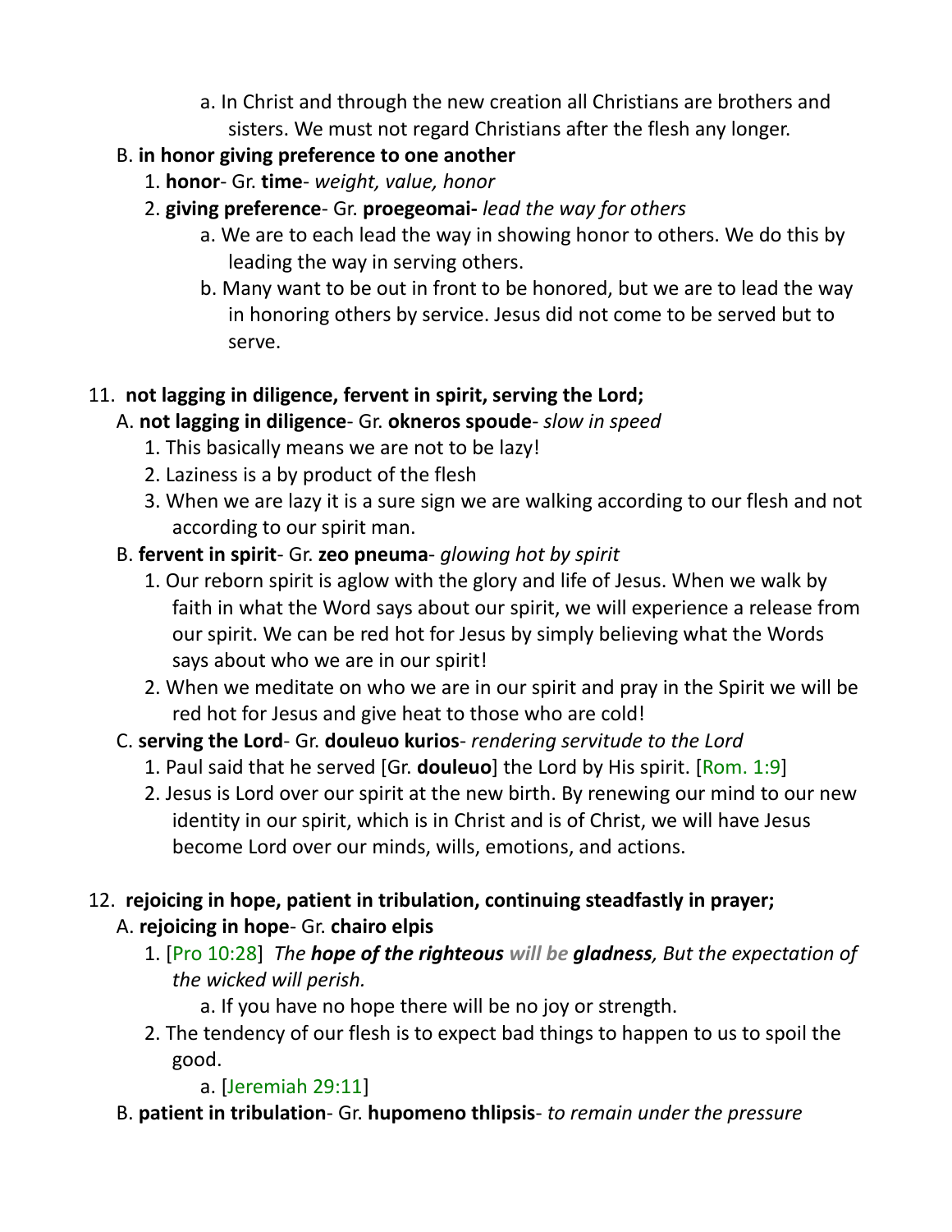a. In Christ and through the new creation all Christians are brothers and sisters. We must not regard Christians after the flesh any longer.

B. **in honor giving preference to one another**

1. **honor**- Gr. **time**- *weight, value, honor*
2. **giving preference**- Gr. **proegeomai-** *lead the way for others*
   a. We are to each lead the way in showing honor to others. We do this by leading the way in serving others.
   b. Many want to be out in front to be honored, but we are to lead the way in honoring others by service. Jesus did not come to be served but to serve.

11. **not lagging in diligence, fervent in spirit, serving the Lord;**

A. **not lagging in diligence**- Gr. **okneros spoude**- *slow in speed*

1. This basically means we are not to be lazy!
2. Laziness is a by product of the flesh
3. When we are lazy it is a sure sign we are walking according to our flesh and not according to our spirit man.

B. **fervent in spirit**- Gr. **zeo pneuma**- *glowing hot by spirit*

1. Our reborn spirit is aglow with the glory and life of Jesus. When we walk by faith in what the Word says about our spirit, we will experience a release from our spirit. We can be red hot for Jesus by simply believing what the Words says about who we are in our spirit!
2. When we meditate on who we are in our spirit and pray in the Spirit we will be red hot for Jesus and give heat to those who are cold!

C. **serving the Lord**- Gr. **douleuo kurios**- *rendering servitude to the Lord*

1. Paul said that he served [Gr. **douleuo**] the Lord by His spirit. [Rom. 1:9]
2. Jesus is Lord over our spirit at the new birth. By renewing our mind to our new identity in our spirit, which is in Christ and is of Christ, we will have Jesus become Lord over our minds, wills, emotions, and actions.

12. **rejoicing in hope, patient in tribulation, continuing steadfastly in prayer;**

A. **rejoicing in hope**- Gr. **chairo elpis**

1. [Pro 10:28] *The **hope of the righteous** will be **gladness**, But the expectation of the wicked will perish.*
   a. If you have no hope there will be no joy or strength.
2. The tendency of our flesh is to expect bad things to happen to us to spoil the good.
   a. [Jeremiah 29:11]

B. **patient in tribulation**- Gr. **hupomeno thlipsis**- *to remain under the pressure*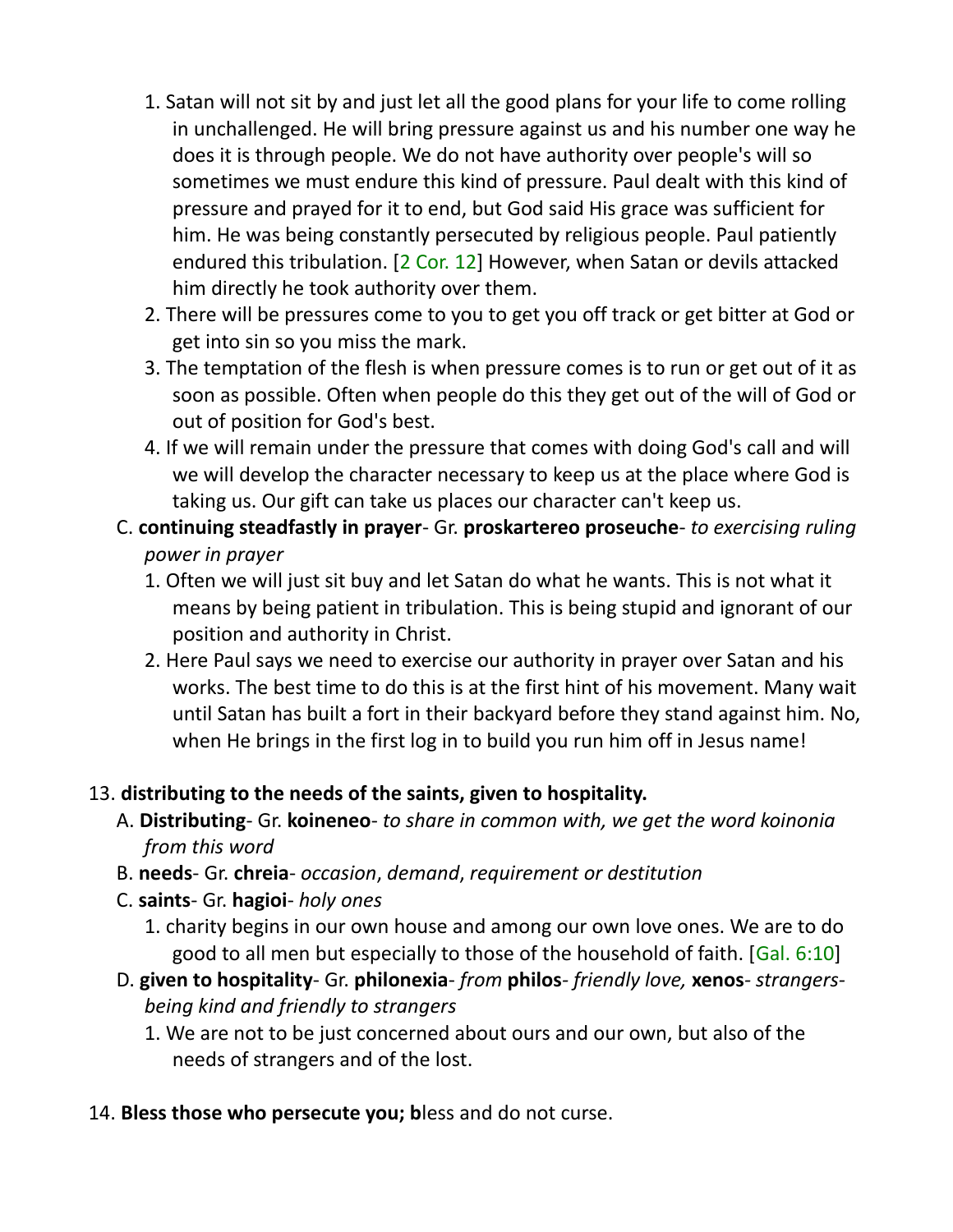1. Satan will not sit by and just let all the good plans for your life to come rolling in unchallenged. He will bring pressure against us and his number one way he does it is through people. We do not have authority over people's will so sometimes we must endure this kind of pressure. Paul dealt with this kind of pressure and prayed for it to end, but God said His grace was sufficient for him. He was being constantly persecuted by religious people. Paul patiently endured this tribulation. [2 Cor. 12] However, when Satan or devils attacked him directly he took authority over them.
2. There will be pressures come to you to get you off track or get bitter at God or get into sin so you miss the mark.
3. The temptation of the flesh is when pressure comes is to run or get out of it as soon as possible. Often when people do this they get out of the will of God or out of position for God's best.
4. If we will remain under the pressure that comes with doing God's call and will we will develop the character necessary to keep us at the place where God is taking us. Our gift can take us places our character can't keep us.

C. **continuing steadfastly in prayer**- Gr. **proskartereo proseuche**- *to exercising ruling power in prayer*

1. Often we will just sit buy and let Satan do what he wants. This is not what it means by being patient in tribulation. This is being stupid and ignorant of our position and authority in Christ.
2. Here Paul says we need to exercise our authority in prayer over Satan and his works. The best time to do this is at the first hint of his movement. Many wait until Satan has built a fort in their backyard before they stand against him. No, when He brings in the first log in to build you run him off in Jesus name!

13. **distributing to the needs of the saints, given to hospitality.**

A. **Distributing**- Gr. **koineneo**- *to share in common with, we get the word koinonia from this word*

B. **needs**- Gr. **chreia**- *occasion*, *demand*, *requirement or destitution*

C. **saints**- Gr. **hagioi**- *holy ones*

1. charity begins in our own house and among our own love ones. We are to do good to all men but especially to those of the household of faith. [Gal. 6:10]

D. **given to hospitality**- Gr. **philonexia**- *from* **philos**- *friendly love,* **xenos**- *strangers- being kind and friendly to strangers*

1. We are not to be just concerned about ours and our own, but also of the needs of strangers and of the lost.

14. **Bless those who persecute you; b**less and do not curse.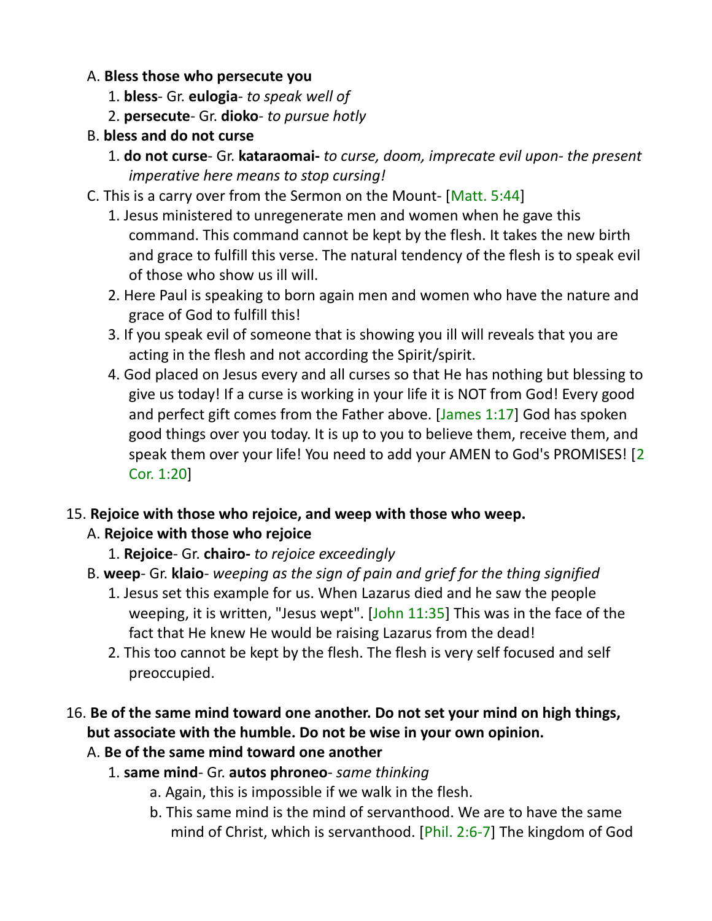A. **Bless those who persecute you**

   1. **bless**- Gr. **eulogia**- *to speak well of*
   2. **persecute**- Gr. **dioko**- *to pursue hotly*

B. **bless and do not curse**

   1. **do not curse**- Gr. **kataraomai-** *to curse, doom, imprecate evil upon- the present imperative here means to stop cursing!*

C. This is a carry over from the Sermon on the Mount- [Matt. 5:44]

   1. Jesus ministered to unregenerate men and women when he gave this command. This command cannot be kept by the flesh. It takes the new birth and grace to fulfill this verse. The natural tendency of the flesh is to speak evil of those who show us ill will.
   2. Here Paul is speaking to born again men and women who have the nature and grace of God to fulfill this!
   3. If you speak evil of someone that is showing you ill will reveals that you are acting in the flesh and not according the Spirit/spirit.
   4. God placed on Jesus every and all curses so that He has nothing but blessing to give us today! If a curse is working in your life it is NOT from God! Every good and perfect gift comes from the Father above. [James 1:17] God has spoken good things over you today. It is up to you to believe them, receive them, and speak them over your life! You need to add your AMEN to God's PROMISES! [2 Cor. 1:20]

15. **Rejoice with those who rejoice, and weep with those who weep.**

A. **Rejoice with those who rejoice**

   1. **Rejoice**- Gr. **chairo-** *to rejoice exceedingly*

B. **weep**- Gr. **klaio**- *weeping as the sign of pain and grief for the thing signified*

   1. Jesus set this example for us. When Lazarus died and he saw the people weeping, it is written, "Jesus wept". [John 11:35] This was in the face of the fact that He knew He would be raising Lazarus from the dead!
   2. This too cannot be kept by the flesh. The flesh is very self focused and self preoccupied.

16. **Be of the same mind toward one another. Do not set your mind on high things, but associate with the humble. Do not be wise in your own opinion.**

A. **Be of the same mind toward one another**

   1. **same mind**- Gr. **autos phroneo**- *same thinking*
      a. Again, this is impossible if we walk in the flesh.
      b. This same mind is the mind of servanthood. We are to have the same mind of Christ, which is servanthood. [Phil. 2:6-7] The kingdom of God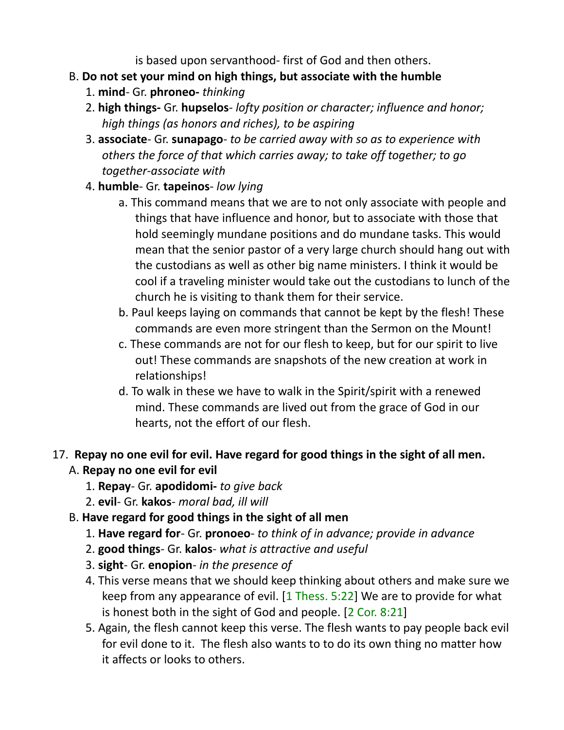is based upon servanthood- first of God and then others.

B. **Do not set your mind on high things, but associate with the humble**
   1. **mind**- Gr. **phroneo-** *thinking*
   2. **high things-** Gr. **hupselos**- *lofty position or character; influence and honor; high things (as honors and riches), to be aspiring*
   3. **associate**- Gr. **sunapago**- *to be carried away with so as to experience with others the force of that which carries away; to take off together; to go together-associate with*
   4. **humble**- Gr. **tapeinos**- *low lying*
      a. This command means that we are to not only associate with people and things that have influence and honor, but to associate with those that hold seemingly mundane positions and do mundane tasks. This would mean that the senior pastor of a very large church should hang out with the custodians as well as other big name ministers. I think it would be cool if a traveling minister would take out the custodians to lunch of the church he is visiting to thank them for their service.
      b. Paul keeps laying on commands that cannot be kept by the flesh! These commands are even more stringent than the Sermon on the Mount!
      c. These commands are not for our flesh to keep, but for our spirit to live out! These commands are snapshots of the new creation at work in relationships!
      d. To walk in these we have to walk in the Spirit/spirit with a renewed mind. These commands are lived out from the grace of God in our hearts, not the effort of our flesh.

17. **Repay no one evil for evil. Have regard for good things in the sight of all men.**

A. **Repay no one evil for evil**
   1. **Repay**- Gr. **apodidomi-** *to give back*
   2. **evil**- Gr. **kakos**- *moral bad, ill will*

B. **Have regard for good things in the sight of all men**
   1. **Have regard for**- Gr. **pronoeo**- *to think of in advance; provide in advance*
   2. **good things**- Gr. **kalos**- *what is attractive and useful*
   3. **sight**- Gr. **enopion**- *in the presence of*
   4. This verse means that we should keep thinking about others and make sure we keep from any appearance of evil. [1 Thess. 5:22] We are to provide for what is honest both in the sight of God and people. [2 Cor. 8:21]
   5. Again, the flesh cannot keep this verse. The flesh wants to pay people back evil for evil done to it. The flesh also wants to to do its own thing no matter how it affects or looks to others.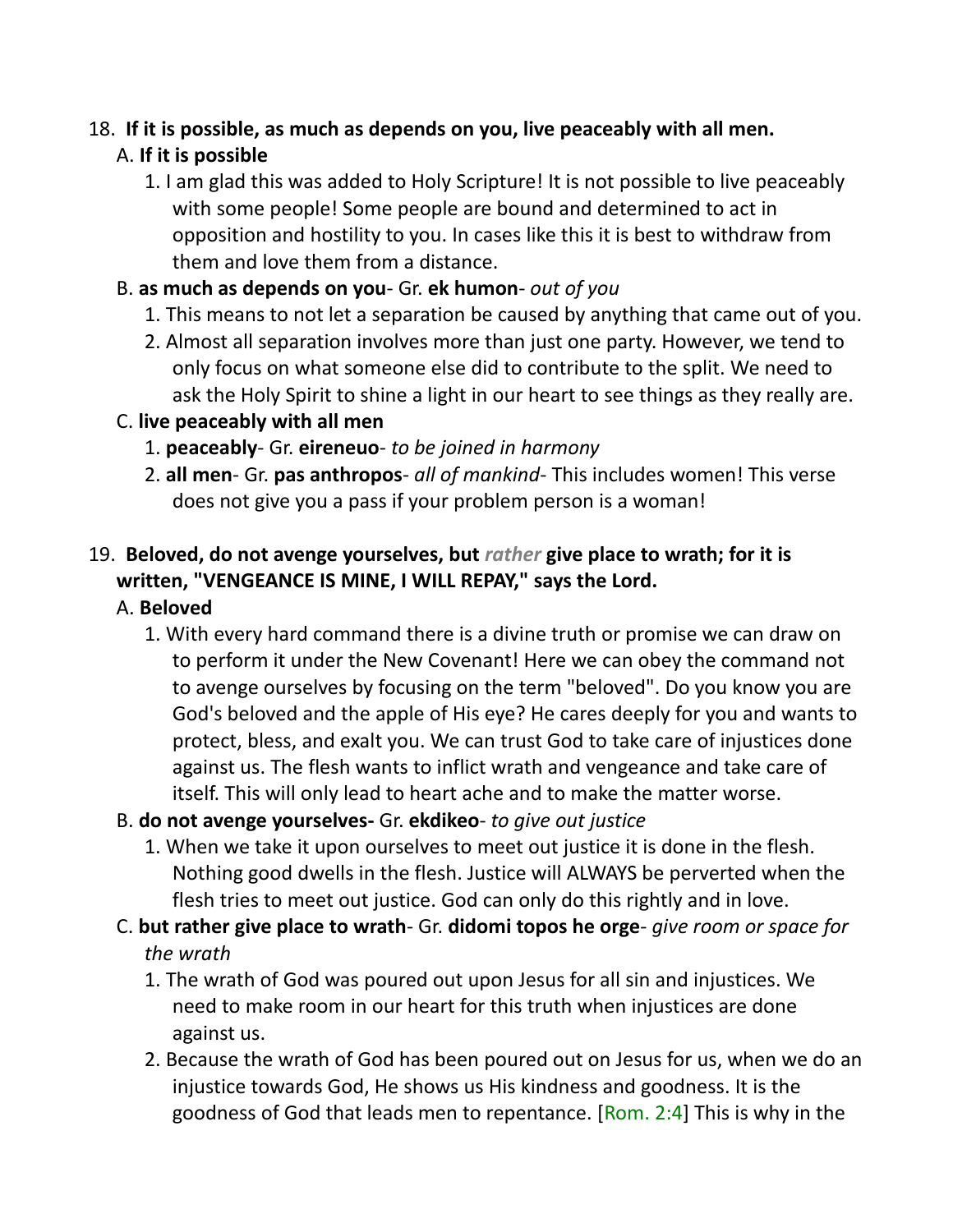18. **If it is possible, as much as depends on you, live peaceably with all men.**

   A. **If it is possible**

      1. I am glad this was added to Holy Scripture! It is not possible to live peaceably with some people! Some people are bound and determined to act in opposition and hostility to you. In cases like this it is best to withdraw from them and love them from a distance.

   B. **as much as depends on you**- Gr. **ek humon**- *out of you*

      1. This means to not let a separation be caused by anything that came out of you.
      2. Almost all separation involves more than just one party. However, we tend to only focus on what someone else did to contribute to the split. We need to ask the Holy Spirit to shine a light in our heart to see things as they really are.

   C. **live peaceably with all men**

      1. **peaceably**- Gr. **eireneuo**- *to be joined in harmony*
      2. **all men**- Gr. **pas anthropos**- *all of mankind*- This includes women! This verse does not give you a pass if your problem person is a woman!

19. **Beloved, do not avenge yourselves, but *rather* give place to wrath; for it is written, "VENGEANCE IS MINE, I WILL REPAY," says the Lord.**

   A. **Beloved**

      1. With every hard command there is a divine truth or promise we can draw on to perform it under the New Covenant! Here we can obey the command not to avenge ourselves by focusing on the term "beloved". Do you know you are God's beloved and the apple of His eye? He cares deeply for you and wants to protect, bless, and exalt you. We can trust God to take care of injustices done against us. The flesh wants to inflict wrath and vengeance and take care of itself. This will only lead to heart ache and to make the matter worse.

   B. **do not avenge yourselves-** Gr. **ekdikeo**- *to give out justice*

      1. When we take it upon ourselves to meet out justice it is done in the flesh. Nothing good dwells in the flesh. Justice will ALWAYS be perverted when the flesh tries to meet out justice. God can only do this rightly and in love.

   C. **but rather give place to wrath**- Gr. **didomi topos he orge**- *give room or space for the wrath*

      1. The wrath of God was poured out upon Jesus for all sin and injustices. We need to make room in our heart for this truth when injustices are done against us.
      2. Because the wrath of God has been poured out on Jesus for us, when we do an injustice towards God, He shows us His kindness and goodness. It is the goodness of God that leads men to repentance. [Rom. 2:4] This is why in the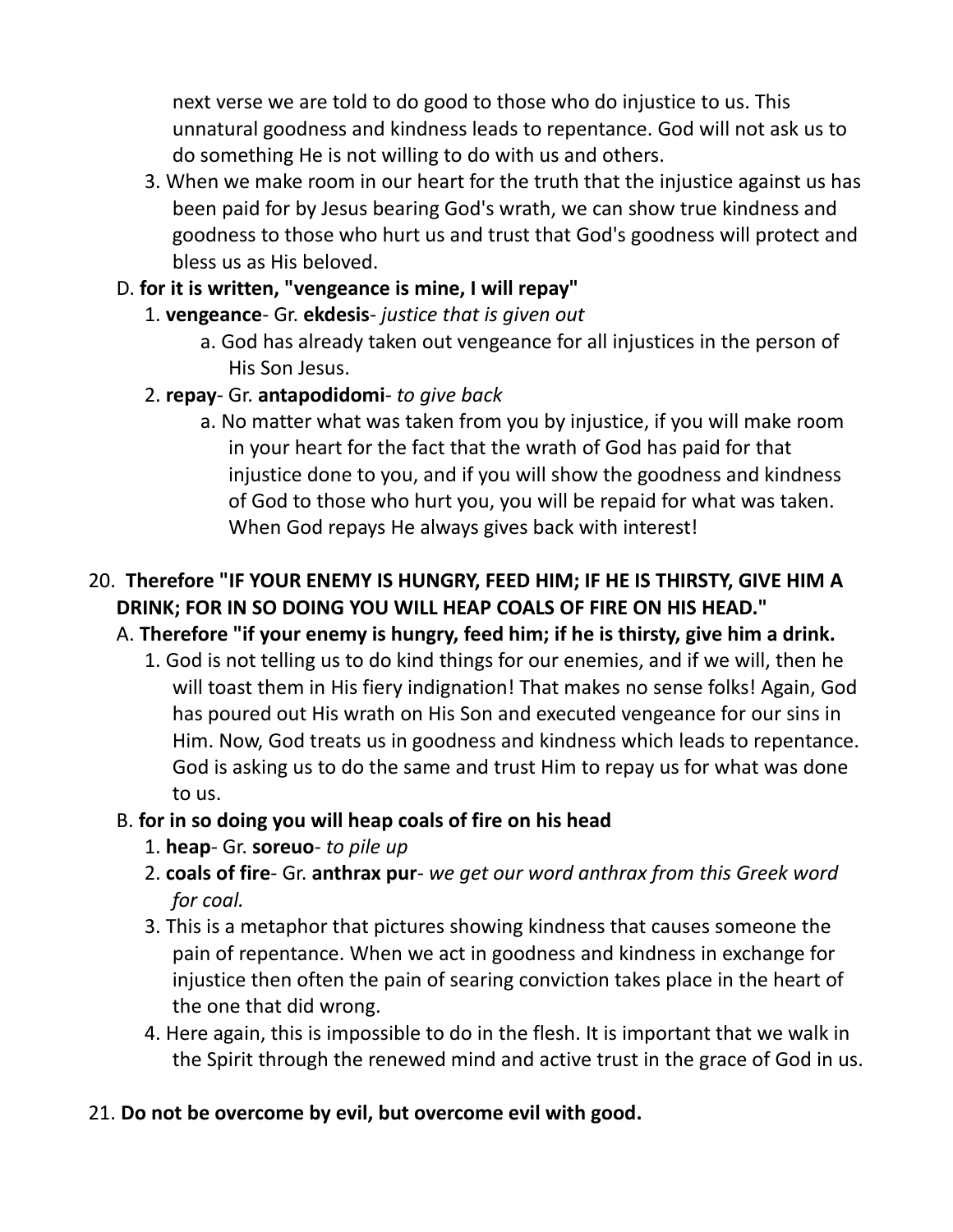next verse we are told to do good to those who do injustice to us. This unnatural goodness and kindness leads to repentance. God will not ask us to do something He is not willing to do with us and others.

3. When we make room in our heart for the truth that the injustice against us has been paid for by Jesus bearing God's wrath, we can show true kindness and goodness to those who hurt us and trust that God's goodness will protect and bless us as His beloved.

D. **for it is written, "vengeance is mine, I will repay"**

1. **vengeance**- Gr. **ekdesis**- *justice that is given out*
    a. God has already taken out vengeance for all injustices in the person of His Son Jesus.
2. **repay**- Gr. **antapodidomi**- *to give back*
    a. No matter what was taken from you by injustice, if you will make room in your heart for the fact that the wrath of God has paid for that injustice done to you, and if you will show the goodness and kindness of God to those who hurt you, you will be repaid for what was taken. When God repays He always gives back with interest!

20. **Therefore "IF YOUR ENEMY IS HUNGRY, FEED HIM; IF HE IS THIRSTY, GIVE HIM A DRINK; FOR IN SO DOING YOU WILL HEAP COALS OF FIRE ON HIS HEAD."**

A. **Therefore "if your enemy is hungry, feed him; if he is thirsty, give him a drink.**

1. God is not telling us to do kind things for our enemies, and if we will, then he will toast them in His fiery indignation! That makes no sense folks! Again, God has poured out His wrath on His Son and executed vengeance for our sins in Him. Now, God treats us in goodness and kindness which leads to repentance. God is asking us to do the same and trust Him to repay us for what was done to us.

B. **for in so doing you will heap coals of fire on his head**

1. **heap**- Gr. **soreuo**- *to pile up*
2. **coals of fire**- Gr. **anthrax pur**- *we get our word anthrax from this Greek word for coal.*
3. This is a metaphor that pictures showing kindness that causes someone the pain of repentance. When we act in goodness and kindness in exchange for injustice then often the pain of searing conviction takes place in the heart of the one that did wrong.
4. Here again, this is impossible to do in the flesh. It is important that we walk in the Spirit through the renewed mind and active trust in the grace of God in us.

21. **Do not be overcome by evil, but overcome evil with good.**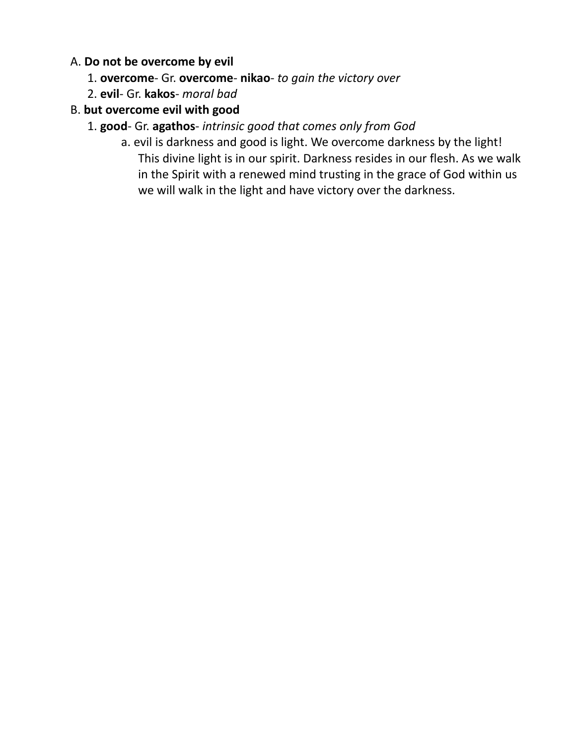A. **Do not be overcome by evil**
   1. **overcome**- Gr. **overcome**- **nikao**- *to gain the victory over*
   2. **evil**- Gr. **kakos**- *moral bad*

B. **but overcome evil with good**
   1. **good**- Gr. **agathos**- *intrinsic good that comes only from God*
      a. evil is darkness and good is light. We overcome darkness by the light! This divine light is in our spirit. Darkness resides in our flesh. As we walk in the Spirit with a renewed mind trusting in the grace of God within us we will walk in the light and have victory over the darkness.